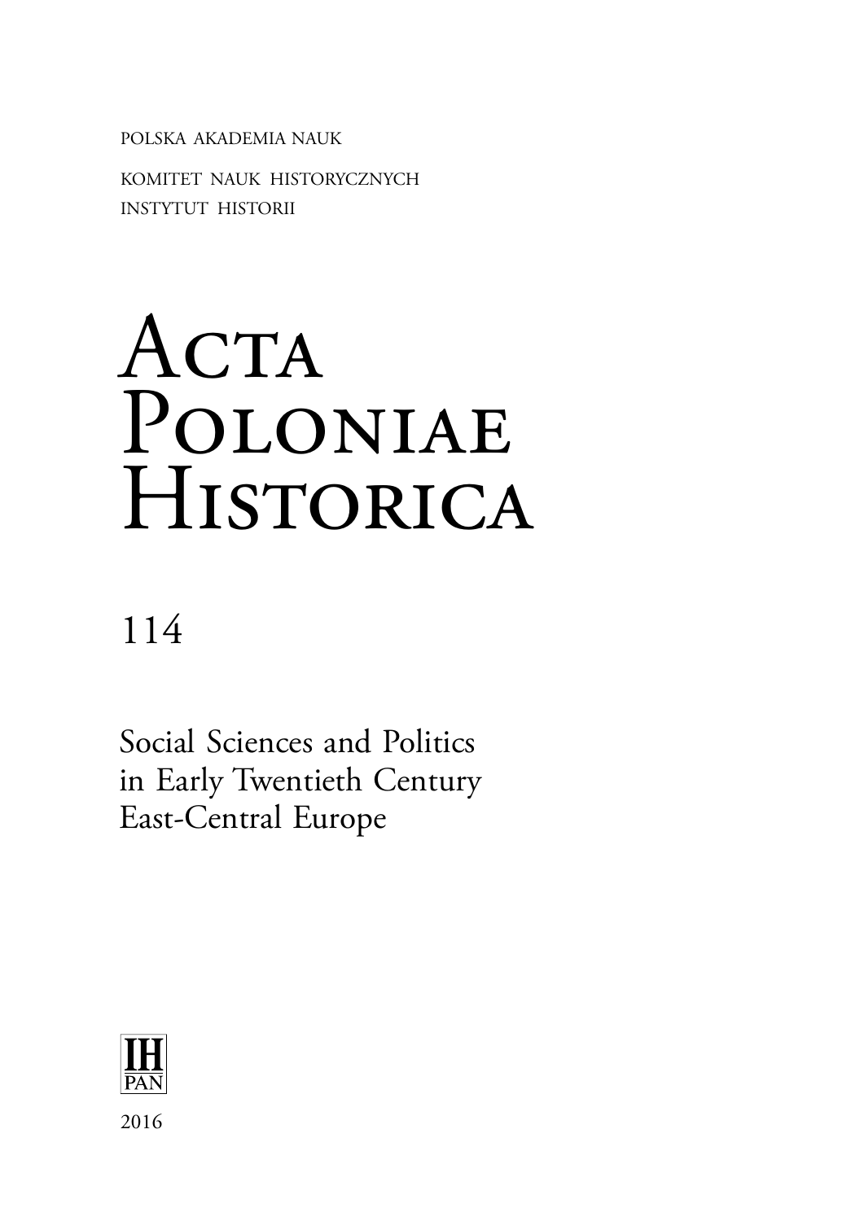POLSKA AKADEMIA NAUK

KOMITET NAUK HISTORYCZNYCH
INSTYTUT HISTORII

# Acta Poloniae Historica

114

## Social Sciences and Politics in Early Twentieth Century East-Central Europe

IH PAN

2016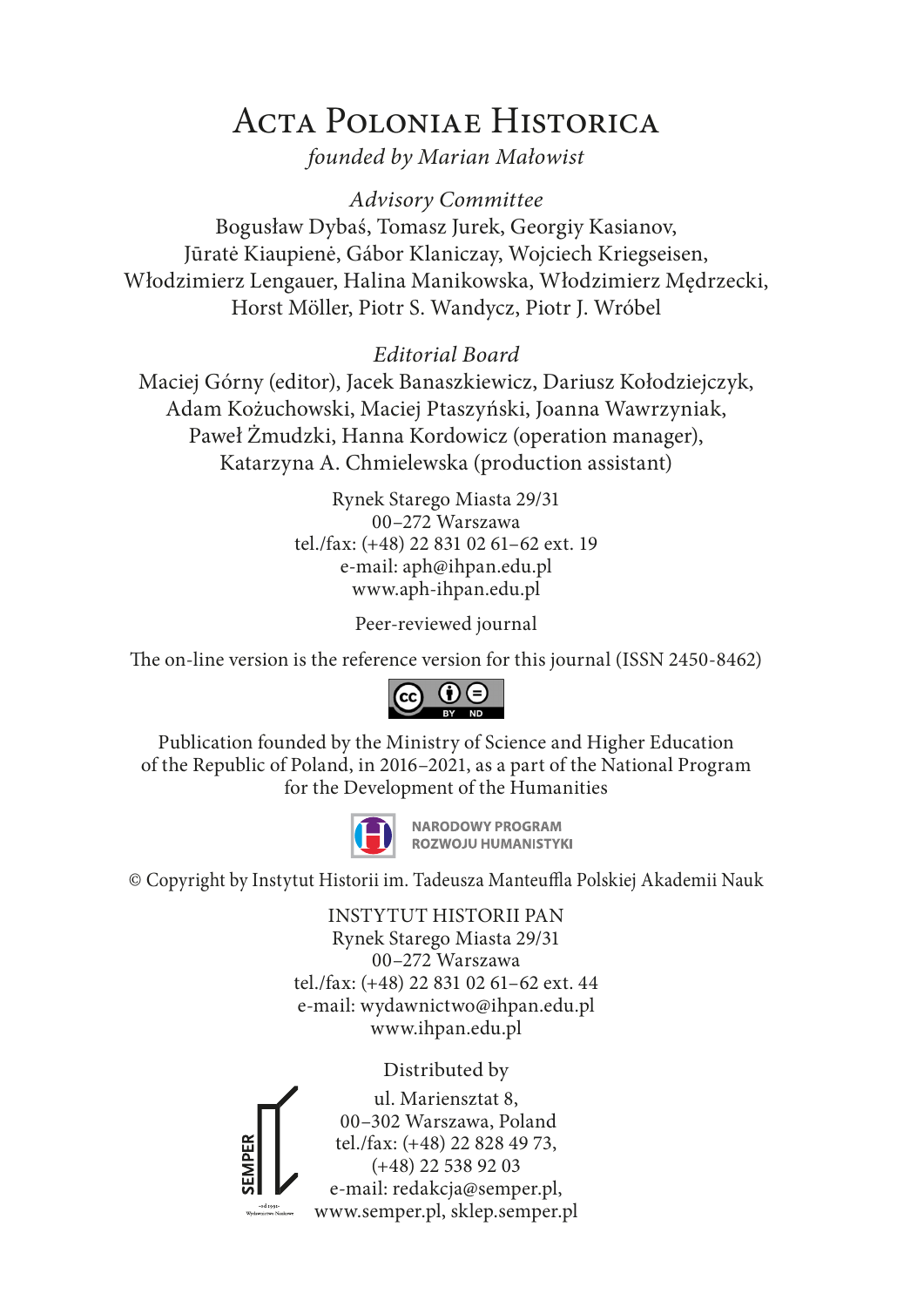# Acta Poloniae Historica

*founded by Marian Małowist*

*Advisory Committee*

Bogusław Dybaś, Tomasz Jurek, Georgiy Kasianov, Jūratė Kiaupienė, Gábor Klaniczay, Wojciech Kriegseisen, Włodzimierz Lengauer, Halina Manikowska, Włodzimierz Mędrzecki, Horst Möller, Piotr S. Wandycz, Piotr J. Wróbel

*Editorial Board*

Maciej Górny (editor), Jacek Banaszkiewicz, Dariusz Kołodziejczyk, Adam Kożuchowski, Maciej Ptaszyński, Joanna Wawrzyniak, Paweł Żmudzki, Hanna Kordowicz (operation manager), Katarzyna A. Chmielewska (production assistant)

Rynek Starego Miasta 29/31
00–272 Warszawa
tel./fax: (+48) 22 831 02 61–62 ext. 19
e-mail: aph@ihpan.edu.pl
www.aph-ihpan.edu.pl

Peer-reviewed journal

The on-line version is the reference version for this journal (ISSN 2450-8462)

Publication founded by the Ministry of Science and Higher Education of the Republic of Poland, in 2016–2021, as a part of the National Program for the Development of the Humanities

NARODOWY PROGRAM ROZWOJU HUMANISTYKI

© Copyright by Instytut Historii im. Tadeusza Manteuffla Polskiej Akademii Nauk

INSTYTUT HISTORII PAN
Rynek Starego Miasta 29/31
00–272 Warszawa
tel./fax: (+48) 22 831 02 61–62 ext. 44
e-mail: wydawnictwo@ihpan.edu.pl
www.ihpan.edu.pl

Distributed by

SEMPER

ul. Mariensztat 8,
00–302 Warszawa, Poland
tel./fax: (+48) 22 828 49 73,
(+48) 22 538 92 03
e-mail: redakcja@semper.pl,
www.semper.pl, sklep.semper.pl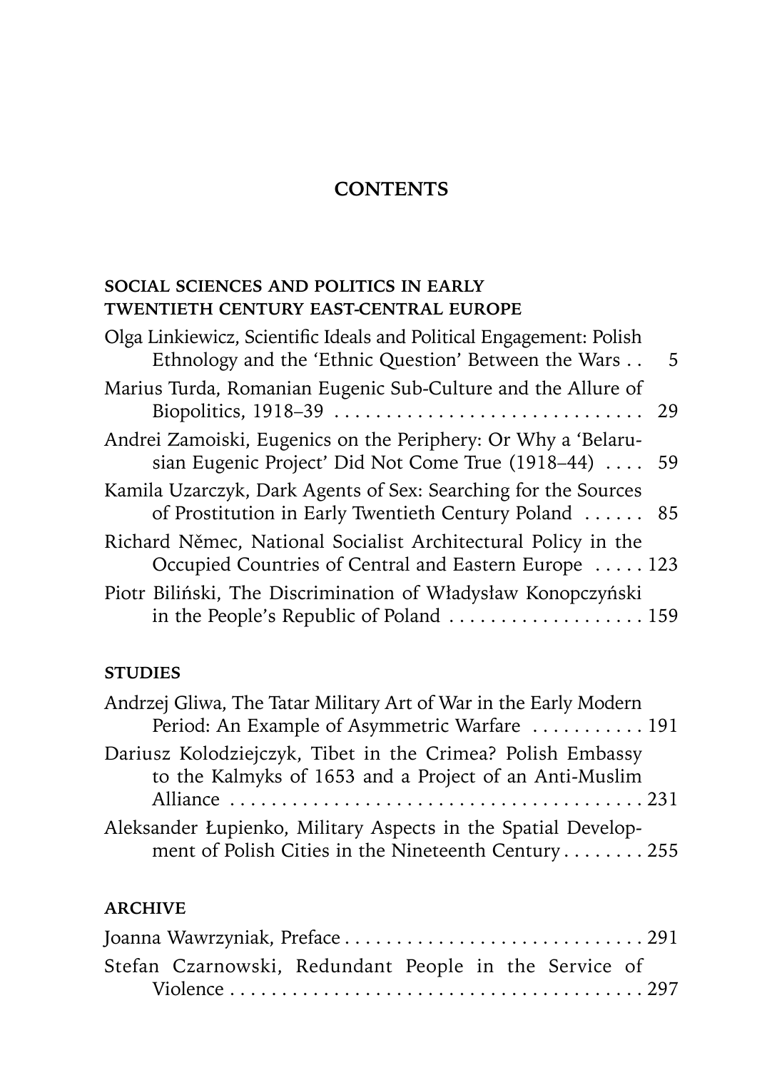# CONTENTS

## SOCIAL SCIENCES AND POLITICS IN EARLY TWENTIETH CENTURY EAST-CENTRAL EUROPE

Olga Linkiewicz, Scientific Ideals and Political Engagement: Polish Ethnology and the 'Ethnic Question' Between the Wars . . 5

Marius Turda, Romanian Eugenic Sub-Culture and the Allure of Biopolitics, 1918–39 . . . . . . . . . . . . . . . . . . . . . . . . . . . . . 29

Andrei Zamoiski, Eugenics on the Periphery: Or Why a 'Belarusian Eugenic Project' Did Not Come True (1918–44) . . . . 59

Kamila Uzarczyk, Dark Agents of Sex: Searching for the Sources of Prostitution in Early Twentieth Century Poland . . . . . . 85

Richard Němec, National Socialist Architectural Policy in the Occupied Countries of Central and Eastern Europe . . . . . 123

Piotr Biliński, The Discrimination of Władysław Konopczyński in the People's Republic of Poland . . . . . . . . . . . . . . . . . . . 159

## STUDIES

Andrzej Gliwa, The Tatar Military Art of War in the Early Modern Period: An Example of Asymmetric Warfare . . . . . . . . . . . 191

Dariusz Kolodziejczyk, Tibet in the Crimea? Polish Embassy to the Kalmyks of 1653 and a Project of an Anti-Muslim Alliance . . . . . . . . . . . . . . . . . . . . . . . . . . . . . . . . . . . . . . . . 231

Aleksander Łupienko, Military Aspects in the Spatial Development of Polish Cities in the Nineteenth Century . . . . . . . . 255

## ARCHIVE

Joanna Wawrzyniak, Preface . . . . . . . . . . . . . . . . . . . . . . . . . . . . 291

Stefan Czarnowski, Redundant People in the Service of Violence . . . . . . . . . . . . . . . . . . . . . . . . . . . . . . . . . . . . . . . . 297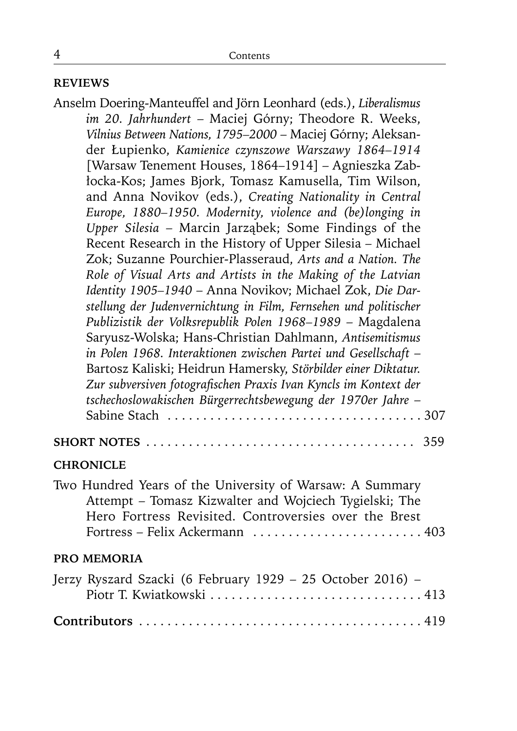**REVIEWS**

Anselm Doering-Manteuffel and Jörn Leonhard (eds.), *Liberalismus im 20. Jahrhundert* – Maciej Górny; Theodore R. Weeks, *Vilnius Between Nations, 1795–2000* – Maciej Górny; Aleksander Łupienko, *Kamienice czynszowe Warszawy 1864–1914* [Warsaw Tenement Houses, 1864–1914] – Agnieszka Zabłocka-Kos; James Bjork, Tomasz Kamusella, Tim Wilson, and Anna Novikov (eds.), *Creating Nationality in Central Europe, 1880–1950. Modernity, violence and (be)longing in Upper Silesia* – Marcin Jarząbek; Some Findings of the Recent Research in the History of Upper Silesia – Michael Zok; Suzanne Pourchier-Plasseraud, *Arts and a Nation. The Role of Visual Arts and Artists in the Making of the Latvian Identity 1905–1940* – Anna Novikov; Michael Zok, *Die Darstellung der Judenvernichtung in Film, Fernsehen und politischer Publizistik der Volksrepublik Polen 1968–1989* – Magdalena Saryusz-Wolska; Hans-Christian Dahlmann, *Antisemitismus in Polen 1968. Interaktionen zwischen Partei und Gesellschaft* – Bartosz Kaliski; Heidrun Hamersky, *Störbilder einer Diktatur. Zur subversiven fotografischen Praxis Ivan Kyncls im Kontext der tschechoslowakischen Bürgerrechtsbewegung der 1970er Jahre* – Sabine Stach . . . . . . . . . . . . . . . . . . . . . . . . . . . . . . . . . . . . 307

**SHORT NOTES** . . . . . . . . . . . . . . . . . . . . . . . . . . . . . . . . . . . . . . 359

**CHRONICLE**

Two Hundred Years of the University of Warsaw: A Summary Attempt – Tomasz Kizwalter and Wojciech Tygielski; The Hero Fortress Revisited. Controversies over the Brest Fortress – Felix Ackermann . . . . . . . . . . . . . . . . . . . . . . . . 403

**PRO MEMORIA**

Jerzy Ryszard Szacki (6 February 1929 – 25 October 2016) – Piotr T. Kwiatkowski . . . . . . . . . . . . . . . . . . . . . . . . . . . . . . 413

**Contributors** . . . . . . . . . . . . . . . . . . . . . . . . . . . . . . . . . . . . . . . . 419